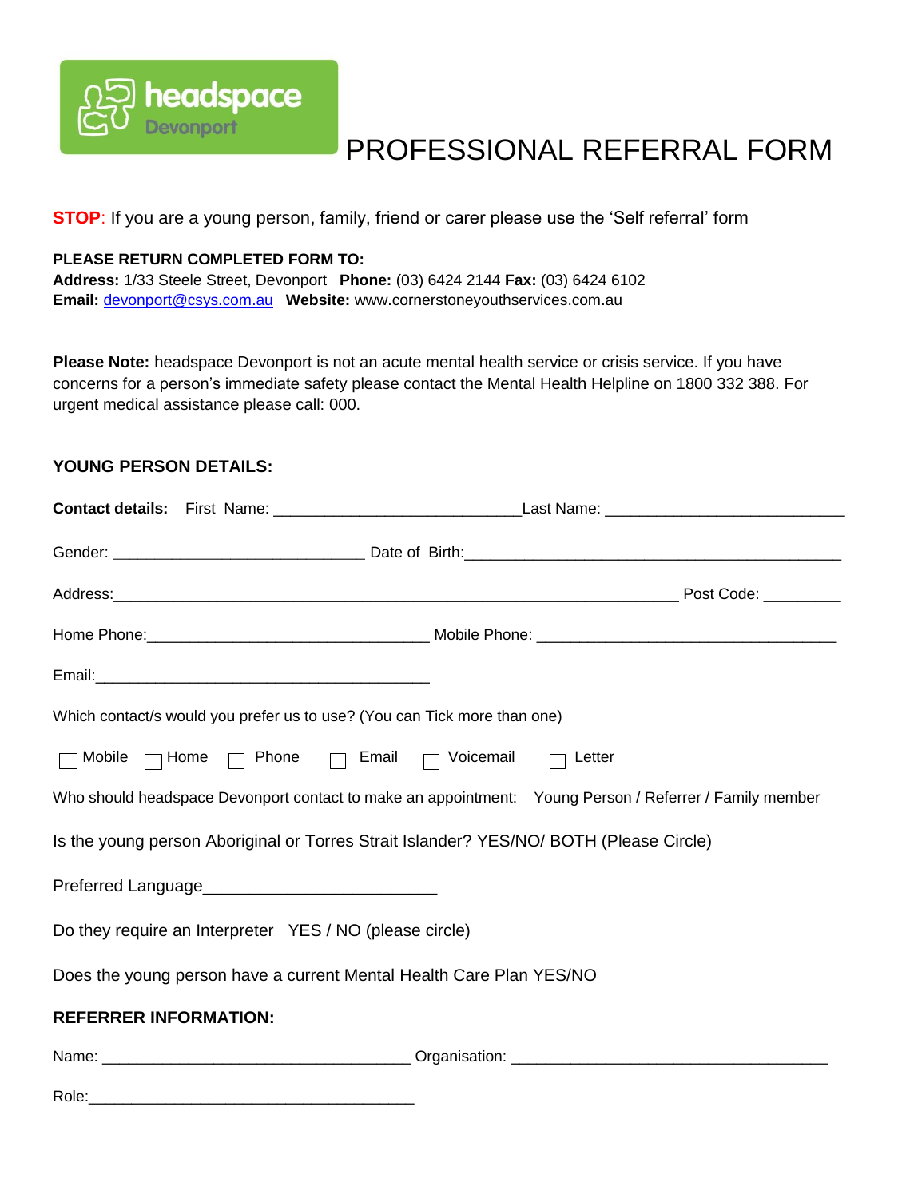headspace Devonport

# PROFESSIONAL REFERRAL FORM

**STOP**: If you are a young person, family, friend or carer please use the 'Self referral' form

**PLEASE RETURN COMPLETED FORM TO:**
**Address:** 1/33 Steele Street, Devonport **Phone:** (03) 6424 2144 **Fax:** (03) 6424 6102
**Email:** devonport@csys.com.au **Website:** www.cornerstoneyouthservices.com.au

**Please Note:** headspace Devonport is not an acute mental health service or crisis service. If you have concerns for a person's immediate safety please contact the Mental Health Helpline on 1800 332 388. For urgent medical assistance please call: 000.

## YOUNG PERSON DETAILS:

**Contact details:** First Name: ____________________________ Last Name: ___________________________

Gender: ____________________________ Date of Birth: __________________________________________

Address: ______________________________________________________________ Post Code: ________

Home Phone: ________________________________ Mobile Phone: _________________________________

Email: ______________________________________

Which contact/s would you prefer us to use? (You can Tick more than one)

☐ Mobile ☐ Home ☐ Phone ☐ Email ☐ Voicemail ☐ Letter

Who should headspace Devonport contact to make an appointment: Young Person / Referrer / Family member

Is the young person Aboriginal or Torres Strait Islander? YES/NO/ BOTH (Please Circle)

Preferred Language________________________

Do they require an Interpreter YES / NO (please circle)

Does the young person have a current Mental Health Care Plan YES/NO

## REFERRER INFORMATION:

Name: ___________________________________ Organisation: ____________________________________

Role: _____________________________________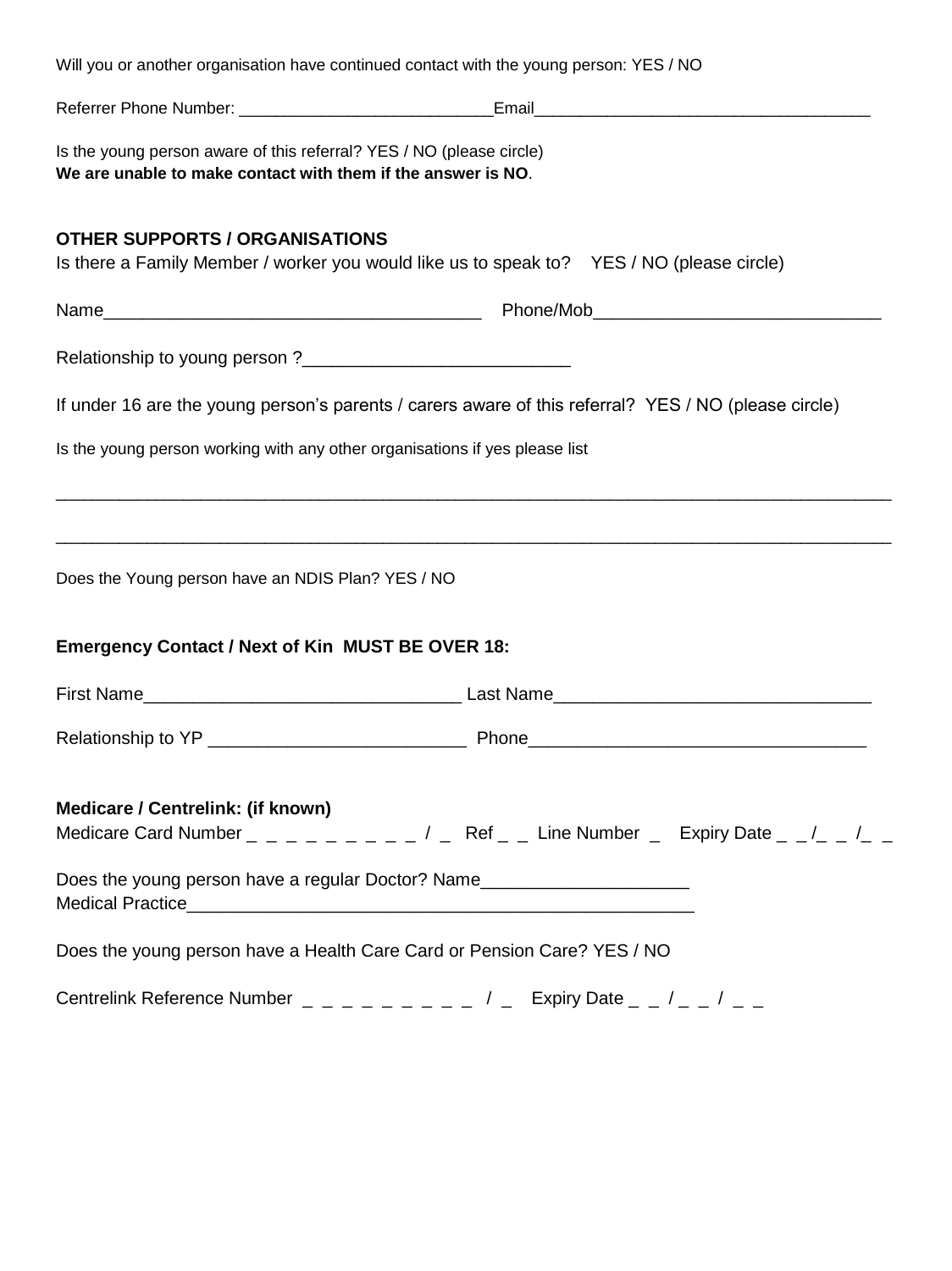Will you or another organisation have continued contact with the young person: YES / NO

Referrer Phone Number: ___________________________Email____________________________________

Is the young person aware of this referral? YES / NO (please circle)
**We are unable to make contact with them if the answer is NO**.

**OTHER SUPPORTS / ORGANISATIONS**
Is there a Family Member / worker you would like us to speak to?    YES / NO (please circle)

Name_____________________________________   Phone/Mob____________________________

Relationship to young person ?__________________________

If under 16 are the young person's parents / carers aware of this referral?  YES / NO (please circle)

Is the young person working with any other organisations if yes please list

_______________________________________________________________________________

_______________________________________________________________________________

Does the Young person have an NDIS Plan? YES / NO

**Emergency Contact / Next of Kin  MUST BE OVER 18:**

First Name_______________________________ Last Name_______________________________

Relationship to YP _________________________  Phone_________________________________

**Medicare / Centrelink: (if known)**
Medicare Card Number _ _ _ _ _ _ _ _ _ _ / _   Ref _ _  Line Number  _    Expiry Date _ _ /_ _ /_ _

Does the young person have a regular Doctor? Name____________________
Medical Practice___________________________________________________

Does the young person have a Health Care Card or Pension Care? YES / NO

Centrelink Reference Number  _ _ _ _ _ _ _ _ _ _  / _   Expiry Date _ _ / _ _ / _ _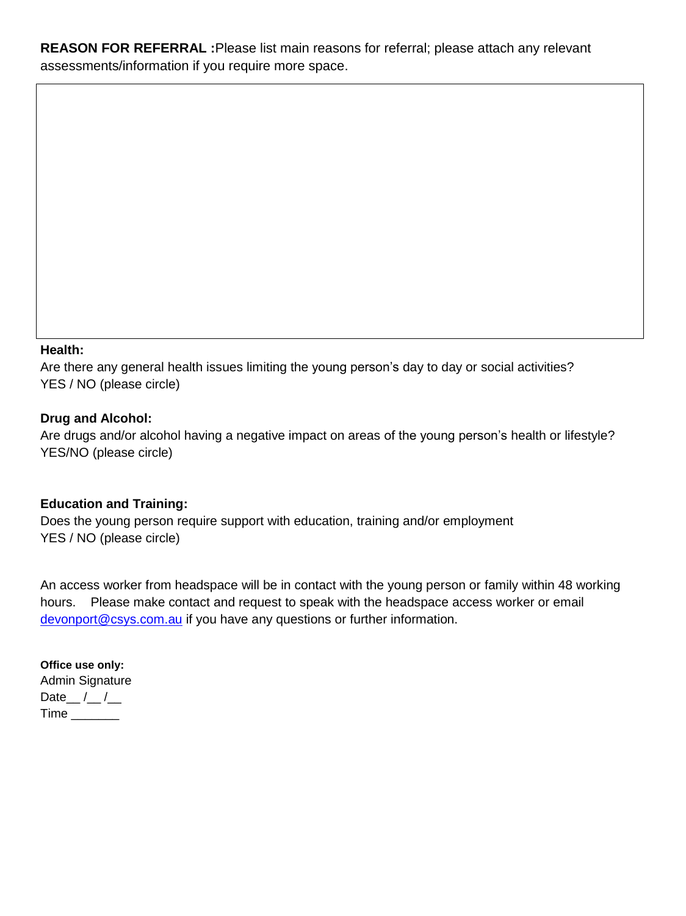**REASON FOR REFERRAL :**Please list main reasons for referral; please attach any relevant assessments/information if you require more space.

| |
|---|
| |

**Health:**

Are there any general health issues limiting the young person's day to day or social activities?
YES / NO (please circle)

**Drug and Alcohol:**

Are drugs and/or alcohol having a negative impact on areas of the young person's health or lifestyle?
YES/NO (please circle)

**Education and Training:**

Does the young person require support with education, training and/or employment
YES / NO (please circle)

An access worker from headspace will be in contact with the young person or family within 48 working hours. Please make contact and request to speak with the headspace access worker or email devonport@csys.com.au if you have any questions or further information.

**Office use only:**

Admin Signature
Date__ /__ /__
Time _______